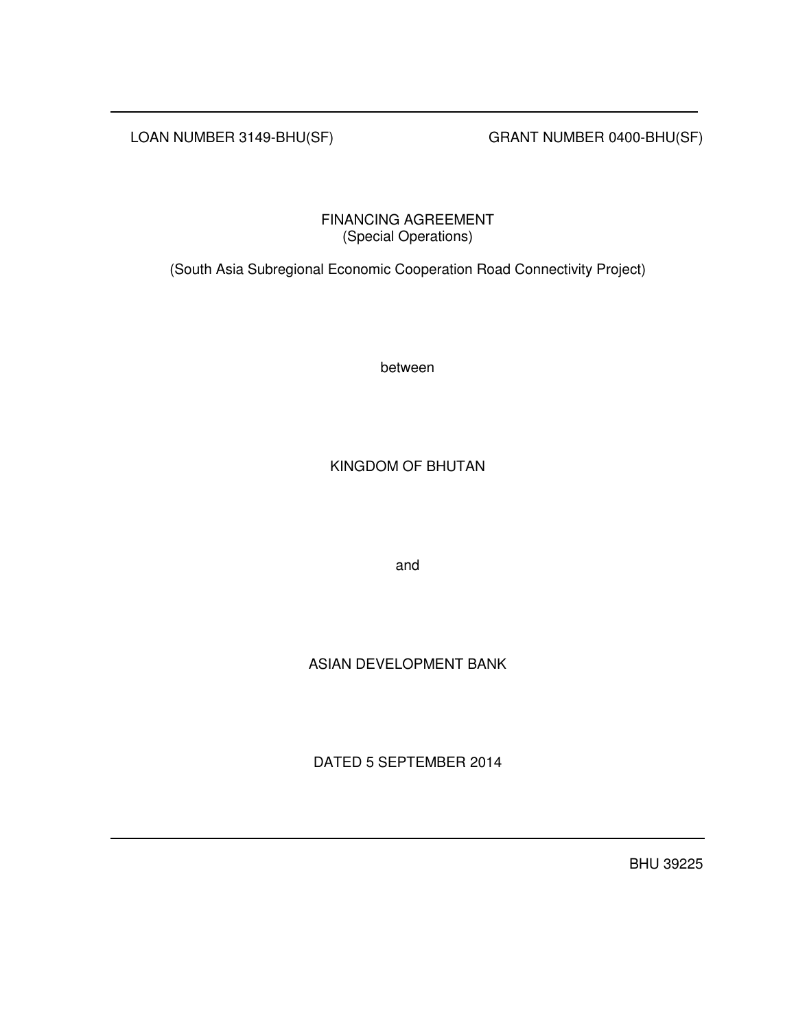LOAN NUMBER 3149-BHU(SF) GRANT NUMBER 0400-BHU(SF)

# FINANCING AGREEMENT
(Special Operations)

(South Asia Subregional Economic Cooperation Road Connectivity Project)

between

KINGDOM OF BHUTAN

and

ASIAN DEVELOPMENT BANK

DATED 5 SEPTEMBER 2014

BHU 39225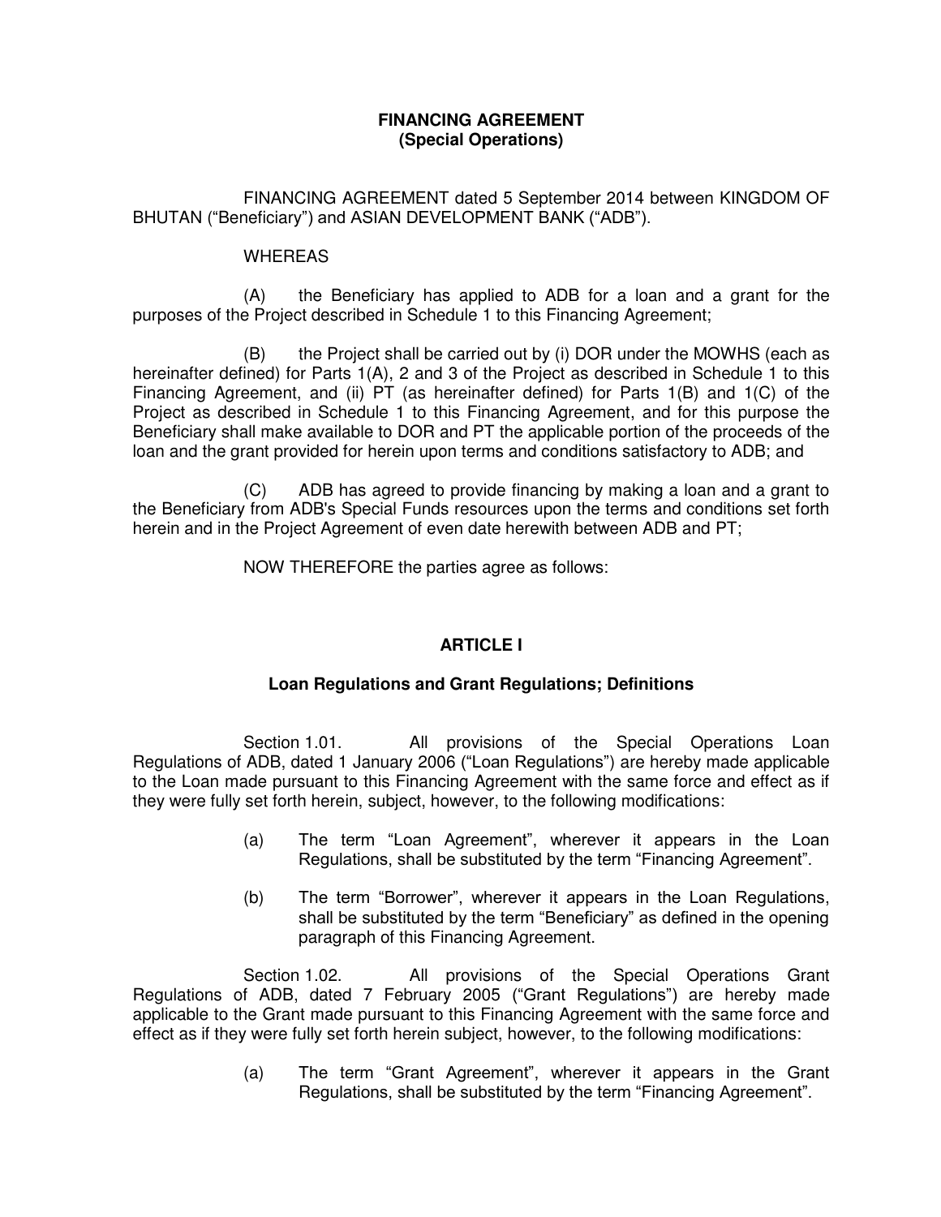**FINANCING AGREEMENT**
**(Special Operations)**

FINANCING AGREEMENT dated 5 September 2014 between KINGDOM OF BHUTAN ("Beneficiary") and ASIAN DEVELOPMENT BANK ("ADB").

WHEREAS

(A) the Beneficiary has applied to ADB for a loan and a grant for the purposes of the Project described in Schedule 1 to this Financing Agreement;

(B) the Project shall be carried out by (i) DOR under the MOWHS (each as hereinafter defined) for Parts 1(A), 2 and 3 of the Project as described in Schedule 1 to this Financing Agreement, and (ii) PT (as hereinafter defined) for Parts 1(B) and 1(C) of the Project as described in Schedule 1 to this Financing Agreement, and for this purpose the Beneficiary shall make available to DOR and PT the applicable portion of the proceeds of the loan and the grant provided for herein upon terms and conditions satisfactory to ADB; and

(C) ADB has agreed to provide financing by making a loan and a grant to the Beneficiary from ADB's Special Funds resources upon the terms and conditions set forth herein and in the Project Agreement of even date herewith between ADB and PT;

NOW THEREFORE the parties agree as follows:

## ARTICLE I

### Loan Regulations and Grant Regulations; Definitions

Section 1.01. All provisions of the Special Operations Loan Regulations of ADB, dated 1 January 2006 ("Loan Regulations") are hereby made applicable to the Loan made pursuant to this Financing Agreement with the same force and effect as if they were fully set forth herein, subject, however, to the following modifications:

(a) The term "Loan Agreement", wherever it appears in the Loan Regulations, shall be substituted by the term "Financing Agreement".

(b) The term "Borrower", wherever it appears in the Loan Regulations, shall be substituted by the term "Beneficiary" as defined in the opening paragraph of this Financing Agreement.

Section 1.02. All provisions of the Special Operations Grant Regulations of ADB, dated 7 February 2005 ("Grant Regulations") are hereby made applicable to the Grant made pursuant to this Financing Agreement with the same force and effect as if they were fully set forth herein subject, however, to the following modifications:

(a) The term "Grant Agreement", wherever it appears in the Grant Regulations, shall be substituted by the term "Financing Agreement".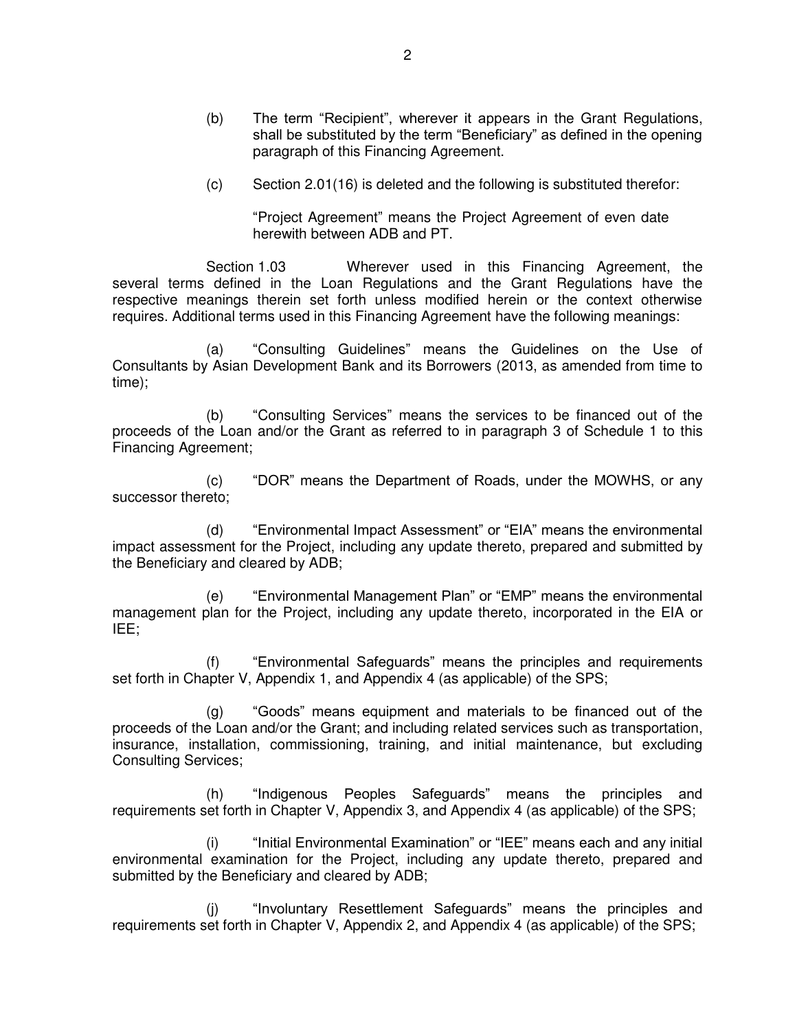(b) The term “Recipient”, wherever it appears in the Grant Regulations, shall be substituted by the term “Beneficiary” as defined in the opening paragraph of this Financing Agreement.

(c) Section 2.01(16) is deleted and the following is substituted therefor:

“Project Agreement” means the Project Agreement of even date herewith between ADB and PT.

Section 1.03 Wherever used in this Financing Agreement, the several terms defined in the Loan Regulations and the Grant Regulations have the respective meanings therein set forth unless modified herein or the context otherwise requires. Additional terms used in this Financing Agreement have the following meanings:

(a) “Consulting Guidelines” means the Guidelines on the Use of Consultants by Asian Development Bank and its Borrowers (2013, as amended from time to time);

(b) “Consulting Services” means the services to be financed out of the proceeds of the Loan and/or the Grant as referred to in paragraph 3 of Schedule 1 to this Financing Agreement;

(c) “DOR” means the Department of Roads, under the MOWHS, or any successor thereto;

(d) “Environmental Impact Assessment” or “EIA” means the environmental impact assessment for the Project, including any update thereto, prepared and submitted by the Beneficiary and cleared by ADB;

(e) “Environmental Management Plan” or “EMP” means the environmental management plan for the Project, including any update thereto, incorporated in the EIA or IEE;

(f) “Environmental Safeguards” means the principles and requirements set forth in Chapter V, Appendix 1, and Appendix 4 (as applicable) of the SPS;

(g) “Goods” means equipment and materials to be financed out of the proceeds of the Loan and/or the Grant; and including related services such as transportation, insurance, installation, commissioning, training, and initial maintenance, but excluding Consulting Services;

(h) “Indigenous Peoples Safeguards” means the principles and requirements set forth in Chapter V, Appendix 3, and Appendix 4 (as applicable) of the SPS;

(i) “Initial Environmental Examination” or “IEE” means each and any initial environmental examination for the Project, including any update thereto, prepared and submitted by the Beneficiary and cleared by ADB;

(j) “Involuntary Resettlement Safeguards” means the principles and requirements set forth in Chapter V, Appendix 2, and Appendix 4 (as applicable) of the SPS;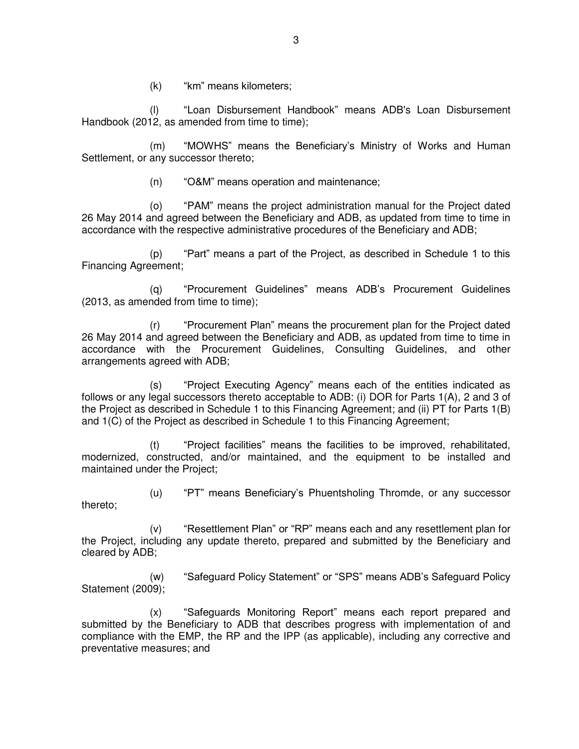(k) "km" means kilometers;

(l) "Loan Disbursement Handbook" means ADB's Loan Disbursement Handbook (2012, as amended from time to time);

(m) "MOWHS" means the Beneficiary's Ministry of Works and Human Settlement, or any successor thereto;

(n) "O&M" means operation and maintenance;

(o) "PAM" means the project administration manual for the Project dated 26 May 2014 and agreed between the Beneficiary and ADB, as updated from time to time in accordance with the respective administrative procedures of the Beneficiary and ADB;

(p) "Part" means a part of the Project, as described in Schedule 1 to this Financing Agreement;

(q) "Procurement Guidelines" means ADB's Procurement Guidelines (2013, as amended from time to time);

(r) "Procurement Plan" means the procurement plan for the Project dated 26 May 2014 and agreed between the Beneficiary and ADB, as updated from time to time in accordance with the Procurement Guidelines, Consulting Guidelines, and other arrangements agreed with ADB;

(s) "Project Executing Agency" means each of the entities indicated as follows or any legal successors thereto acceptable to ADB: (i) DOR for Parts 1(A), 2 and 3 of the Project as described in Schedule 1 to this Financing Agreement; and (ii) PT for Parts 1(B) and 1(C) of the Project as described in Schedule 1 to this Financing Agreement;

(t) "Project facilities" means the facilities to be improved, rehabilitated, modernized, constructed, and/or maintained, and the equipment to be installed and maintained under the Project;

(u) "PT" means Beneficiary's Phuentsholing Thromde, or any successor thereto;

(v) "Resettlement Plan" or "RP" means each and any resettlement plan for the Project, including any update thereto, prepared and submitted by the Beneficiary and cleared by ADB;

(w) "Safeguard Policy Statement" or "SPS" means ADB's Safeguard Policy Statement (2009);

(x) "Safeguards Monitoring Report" means each report prepared and submitted by the Beneficiary to ADB that describes progress with implementation of and compliance with the EMP, the RP and the IPP (as applicable), including any corrective and preventative measures; and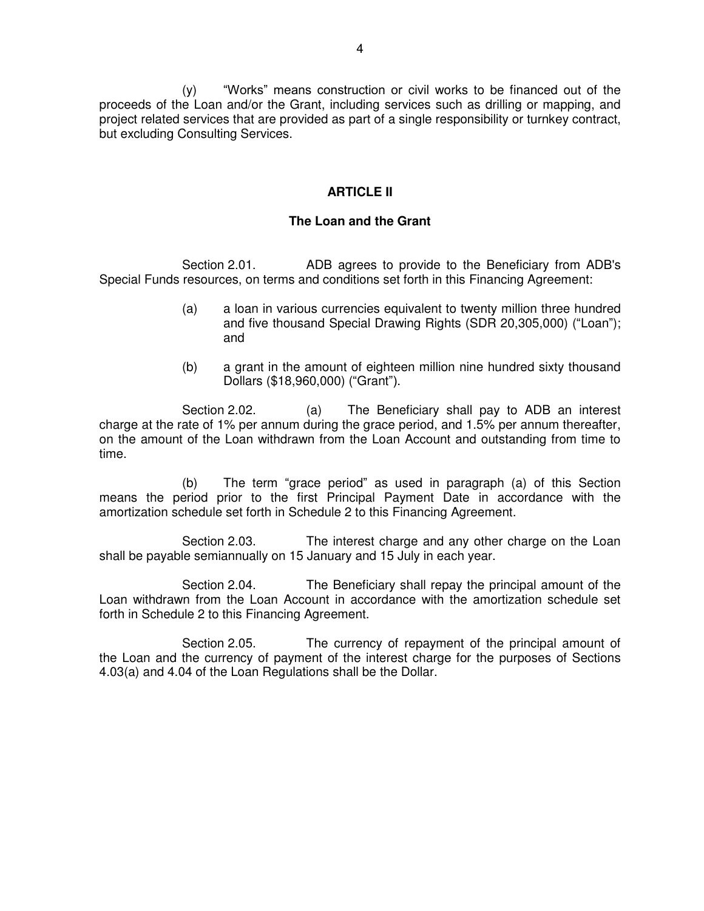(y) "Works" means construction or civil works to be financed out of the proceeds of the Loan and/or the Grant, including services such as drilling or mapping, and project related services that are provided as part of a single responsibility or turnkey contract, but excluding Consulting Services.

## ARTICLE II

### The Loan and the Grant

Section 2.01. ADB agrees to provide to the Beneficiary from ADB's Special Funds resources, on terms and conditions set forth in this Financing Agreement:

(a) a loan in various currencies equivalent to twenty million three hundred and five thousand Special Drawing Rights (SDR 20,305,000) ("Loan"); and

(b) a grant in the amount of eighteen million nine hundred sixty thousand Dollars ($18,960,000) ("Grant").

Section 2.02. (a) The Beneficiary shall pay to ADB an interest charge at the rate of 1% per annum during the grace period, and 1.5% per annum thereafter, on the amount of the Loan withdrawn from the Loan Account and outstanding from time to time.

(b) The term "grace period" as used in paragraph (a) of this Section means the period prior to the first Principal Payment Date in accordance with the amortization schedule set forth in Schedule 2 to this Financing Agreement.

Section 2.03. The interest charge and any other charge on the Loan shall be payable semiannually on 15 January and 15 July in each year.

Section 2.04. The Beneficiary shall repay the principal amount of the Loan withdrawn from the Loan Account in accordance with the amortization schedule set forth in Schedule 2 to this Financing Agreement.

Section 2.05. The currency of repayment of the principal amount of the Loan and the currency of payment of the interest charge for the purposes of Sections 4.03(a) and 4.04 of the Loan Regulations shall be the Dollar.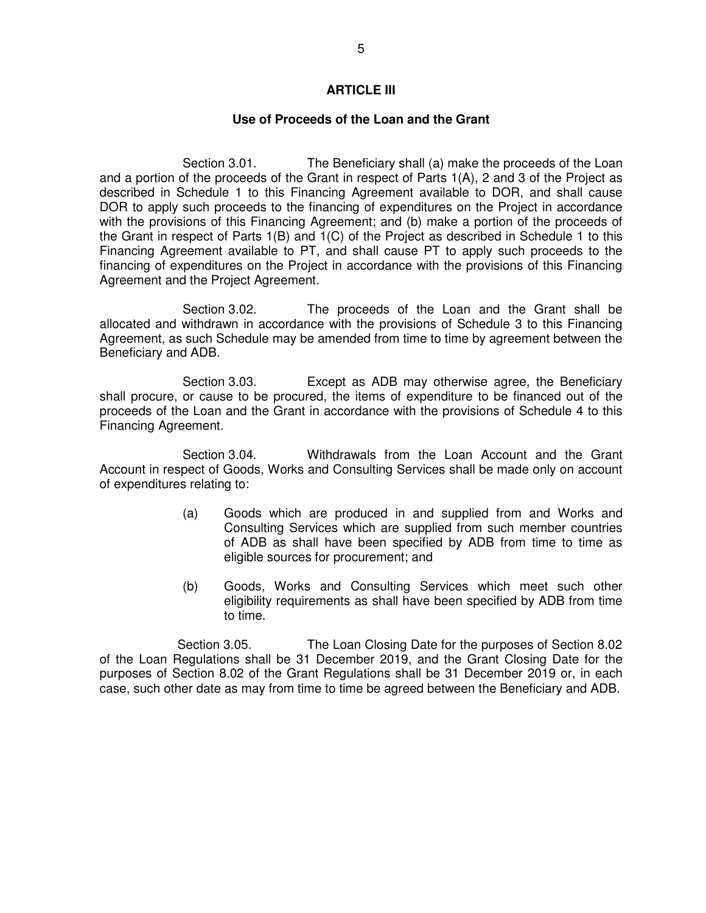## ARTICLE III

### Use of Proceeds of the Loan and the Grant

Section 3.01. The Beneficiary shall (a) make the proceeds of the Loan and a portion of the proceeds of the Grant in respect of Parts 1(A), 2 and 3 of the Project as described in Schedule 1 to this Financing Agreement available to DOR, and shall cause DOR to apply such proceeds to the financing of expenditures on the Project in accordance with the provisions of this Financing Agreement; and (b) make a portion of the proceeds of the Grant in respect of Parts 1(B) and 1(C) of the Project as described in Schedule 1 to this Financing Agreement available to PT, and shall cause PT to apply such proceeds to the financing of expenditures on the Project in accordance with the provisions of this Financing Agreement and the Project Agreement.

Section 3.02. The proceeds of the Loan and the Grant shall be allocated and withdrawn in accordance with the provisions of Schedule 3 to this Financing Agreement, as such Schedule may be amended from time to time by agreement between the Beneficiary and ADB.

Section 3.03. Except as ADB may otherwise agree, the Beneficiary shall procure, or cause to be procured, the items of expenditure to be financed out of the proceeds of the Loan and the Grant in accordance with the provisions of Schedule 4 to this Financing Agreement.

Section 3.04. Withdrawals from the Loan Account and the Grant Account in respect of Goods, Works and Consulting Services shall be made only on account of expenditures relating to:

(a) Goods which are produced in and supplied from and Works and Consulting Services which are supplied from such member countries of ADB as shall have been specified by ADB from time to time as eligible sources for procurement; and

(b) Goods, Works and Consulting Services which meet such other eligibility requirements as shall have been specified by ADB from time to time.

Section 3.05. The Loan Closing Date for the purposes of Section 8.02 of the Loan Regulations shall be 31 December 2019, and the Grant Closing Date for the purposes of Section 8.02 of the Grant Regulations shall be 31 December 2019 or, in each case, such other date as may from time to time be agreed between the Beneficiary and ADB.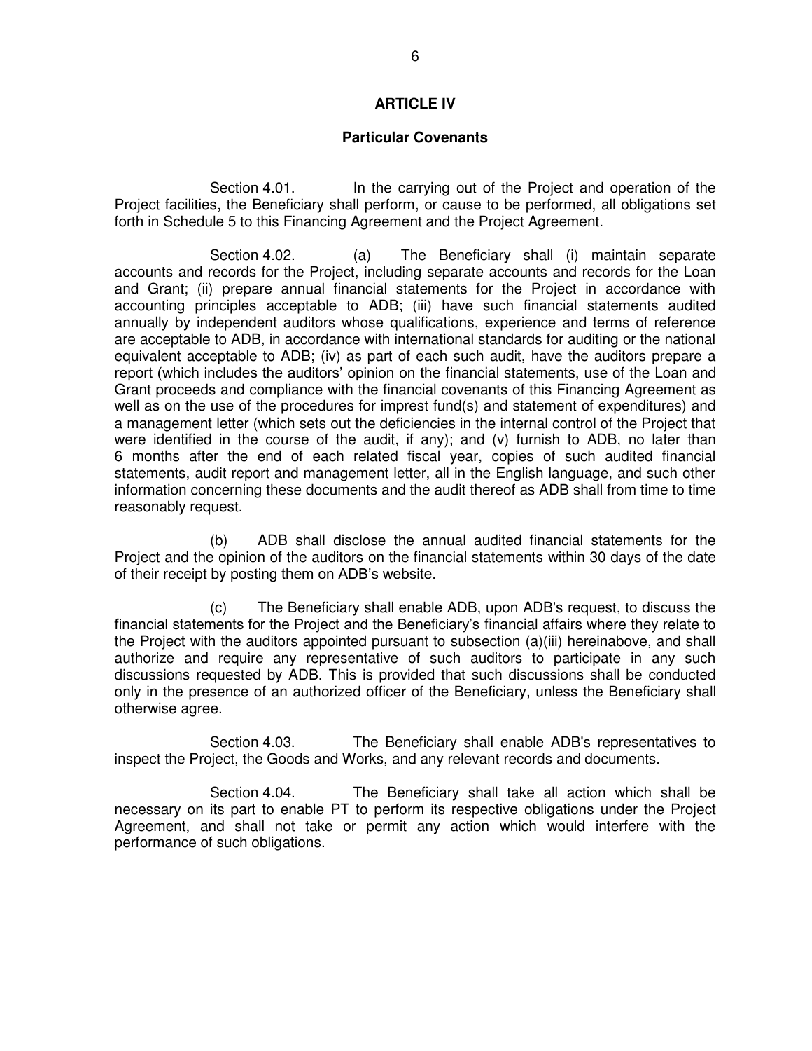## ARTICLE IV

### Particular Covenants

Section 4.01. In the carrying out of the Project and operation of the Project facilities, the Beneficiary shall perform, or cause to be performed, all obligations set forth in Schedule 5 to this Financing Agreement and the Project Agreement.

Section 4.02. (a) The Beneficiary shall (i) maintain separate accounts and records for the Project, including separate accounts and records for the Loan and Grant; (ii) prepare annual financial statements for the Project in accordance with accounting principles acceptable to ADB; (iii) have such financial statements audited annually by independent auditors whose qualifications, experience and terms of reference are acceptable to ADB, in accordance with international standards for auditing or the national equivalent acceptable to ADB; (iv) as part of each such audit, have the auditors prepare a report (which includes the auditors' opinion on the financial statements, use of the Loan and Grant proceeds and compliance with the financial covenants of this Financing Agreement as well as on the use of the procedures for imprest fund(s) and statement of expenditures) and a management letter (which sets out the deficiencies in the internal control of the Project that were identified in the course of the audit, if any); and (v) furnish to ADB, no later than 6 months after the end of each related fiscal year, copies of such audited financial statements, audit report and management letter, all in the English language, and such other information concerning these documents and the audit thereof as ADB shall from time to time reasonably request.

(b) ADB shall disclose the annual audited financial statements for the Project and the opinion of the auditors on the financial statements within 30 days of the date of their receipt by posting them on ADB's website.

(c) The Beneficiary shall enable ADB, upon ADB's request, to discuss the financial statements for the Project and the Beneficiary's financial affairs where they relate to the Project with the auditors appointed pursuant to subsection (a)(iii) hereinabove, and shall authorize and require any representative of such auditors to participate in any such discussions requested by ADB. This is provided that such discussions shall be conducted only in the presence of an authorized officer of the Beneficiary, unless the Beneficiary shall otherwise agree.

Section 4.03. The Beneficiary shall enable ADB's representatives to inspect the Project, the Goods and Works, and any relevant records and documents.

Section 4.04. The Beneficiary shall take all action which shall be necessary on its part to enable PT to perform its respective obligations under the Project Agreement, and shall not take or permit any action which would interfere with the performance of such obligations.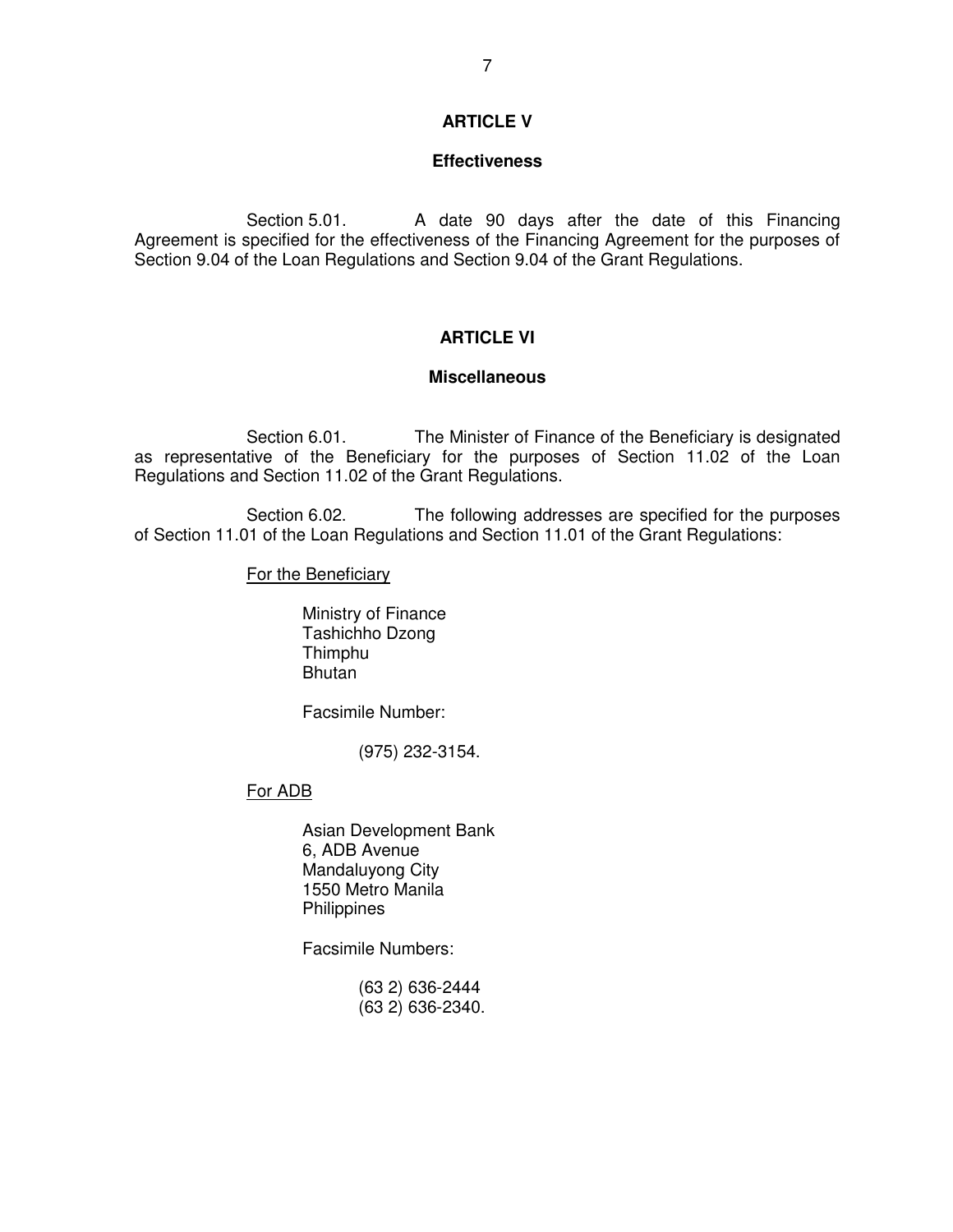## ARTICLE V

### Effectiveness

Section 5.01. A date 90 days after the date of this Financing Agreement is specified for the effectiveness of the Financing Agreement for the purposes of Section 9.04 of the Loan Regulations and Section 9.04 of the Grant Regulations.

## ARTICLE VI

### Miscellaneous

Section 6.01. The Minister of Finance of the Beneficiary is designated as representative of the Beneficiary for the purposes of Section 11.02 of the Loan Regulations and Section 11.02 of the Grant Regulations.

Section 6.02. The following addresses are specified for the purposes of Section 11.01 of the Loan Regulations and Section 11.01 of the Grant Regulations:

<u>For the Beneficiary</u>

Ministry of Finance
Tashichho Dzong
Thimphu
Bhutan

Facsimile Number:

(975) 232-3154.

<u>For ADB</u>

Asian Development Bank
6, ADB Avenue
Mandaluyong City
1550 Metro Manila
Philippines

Facsimile Numbers:

(63 2) 636-2444
(63 2) 636-2340.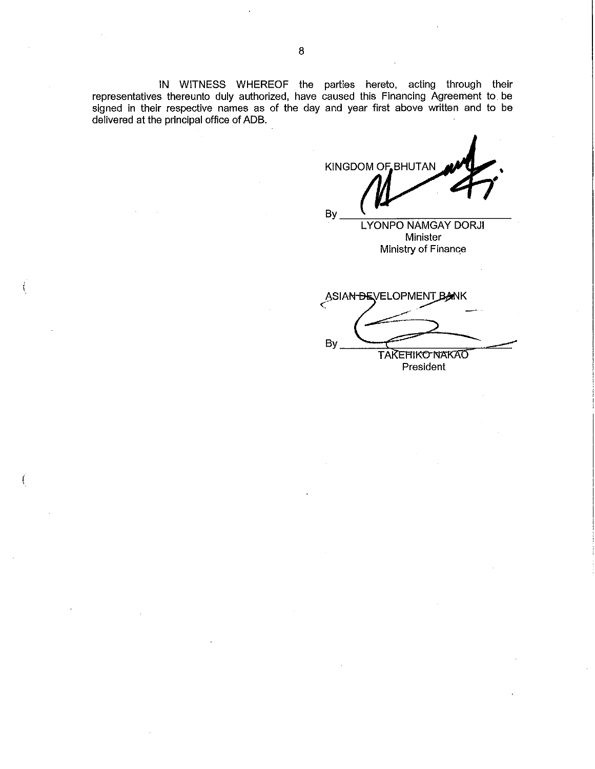IN WITNESS WHEREOF the parties hereto, acting through their representatives thereunto duly authorized, have caused this Financing Agreement to be signed in their respective names as of the day and year first above written and to be delivered at the principal office of ADB.

KINGDOM OF BHUTAN

By \_\_\_\_\_\_\_\_\_\_\_\_\_\_\_\_\_\_\_\_\_\_\_\_\_\_\_\_

LYONPO NAMGAY DORJI
Minister
Ministry of Finance

ASIAN DEVELOPMENT BANK

By \_\_\_\_\_\_\_\_\_\_\_\_\_\_\_\_\_\_\_\_\_\_\_\_\_\_\_\_

TAKEHIKO NAKAO
President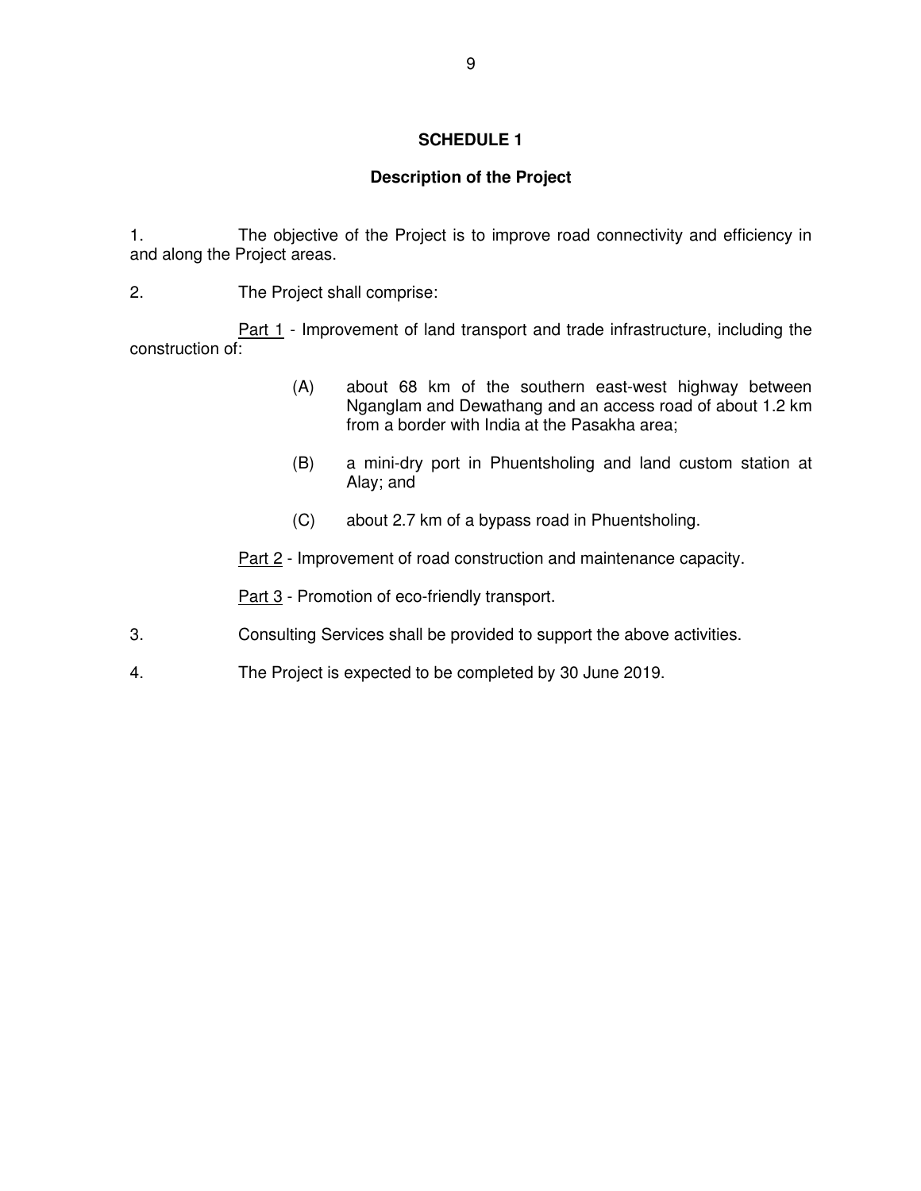# SCHEDULE 1

## Description of the Project

1. The objective of the Project is to improve road connectivity and efficiency in and along the Project areas.

2. The Project shall comprise:

<u>Part 1</u> - Improvement of land transport and trade infrastructure, including the construction of:

(A) about 68 km of the southern east-west highway between Nganglam and Dewathang and an access road of about 1.2 km from a border with India at the Pasakha area;

(B) a mini-dry port in Phuentsholing and land custom station at Alay; and

(C) about 2.7 km of a bypass road in Phuentsholing.

<u>Part 2</u> - Improvement of road construction and maintenance capacity.

<u>Part 3</u> - Promotion of eco-friendly transport.

3. Consulting Services shall be provided to support the above activities.

4. The Project is expected to be completed by 30 June 2019.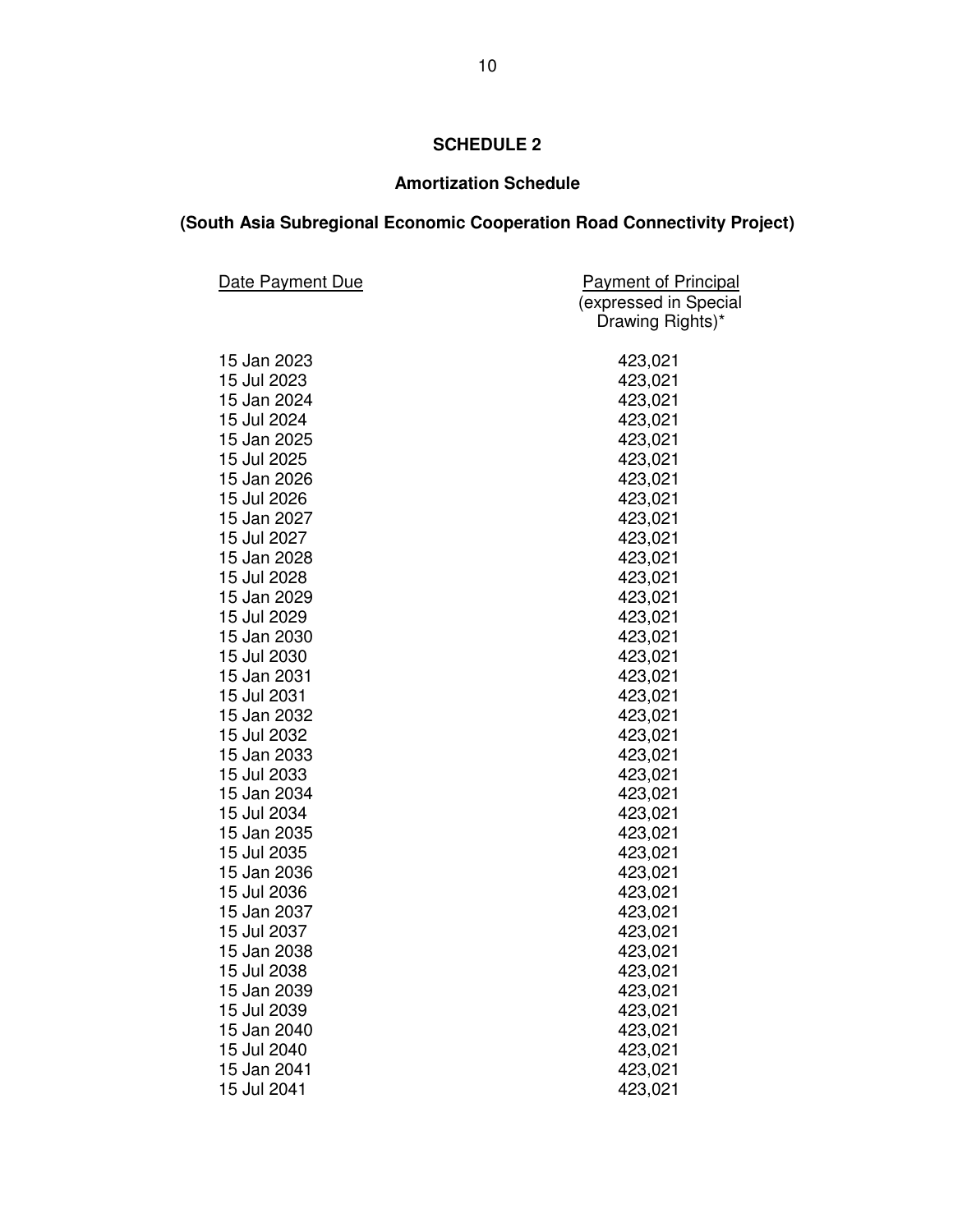# SCHEDULE 2

## Amortization Schedule

## (South Asia Subregional Economic Cooperation Road Connectivity Project)

| Date Payment Due | Payment of Principal (expressed in Special Drawing Rights)* |
|---|---|
| 15 Jan 2023 | 423,021 |
| 15 Jul 2023 | 423,021 |
| 15 Jan 2024 | 423,021 |
| 15 Jul 2024 | 423,021 |
| 15 Jan 2025 | 423,021 |
| 15 Jul 2025 | 423,021 |
| 15 Jan 2026 | 423,021 |
| 15 Jul 2026 | 423,021 |
| 15 Jan 2027 | 423,021 |
| 15 Jul 2027 | 423,021 |
| 15 Jan 2028 | 423,021 |
| 15 Jul 2028 | 423,021 |
| 15 Jan 2029 | 423,021 |
| 15 Jul 2029 | 423,021 |
| 15 Jan 2030 | 423,021 |
| 15 Jul 2030 | 423,021 |
| 15 Jan 2031 | 423,021 |
| 15 Jul 2031 | 423,021 |
| 15 Jan 2032 | 423,021 |
| 15 Jul 2032 | 423,021 |
| 15 Jan 2033 | 423,021 |
| 15 Jul 2033 | 423,021 |
| 15 Jan 2034 | 423,021 |
| 15 Jul 2034 | 423,021 |
| 15 Jan 2035 | 423,021 |
| 15 Jul 2035 | 423,021 |
| 15 Jan 2036 | 423,021 |
| 15 Jul 2036 | 423,021 |
| 15 Jan 2037 | 423,021 |
| 15 Jul 2037 | 423,021 |
| 15 Jan 2038 | 423,021 |
| 15 Jul 2038 | 423,021 |
| 15 Jan 2039 | 423,021 |
| 15 Jul 2039 | 423,021 |
| 15 Jan 2040 | 423,021 |
| 15 Jul 2040 | 423,021 |
| 15 Jan 2041 | 423,021 |
| 15 Jul 2041 | 423,021 |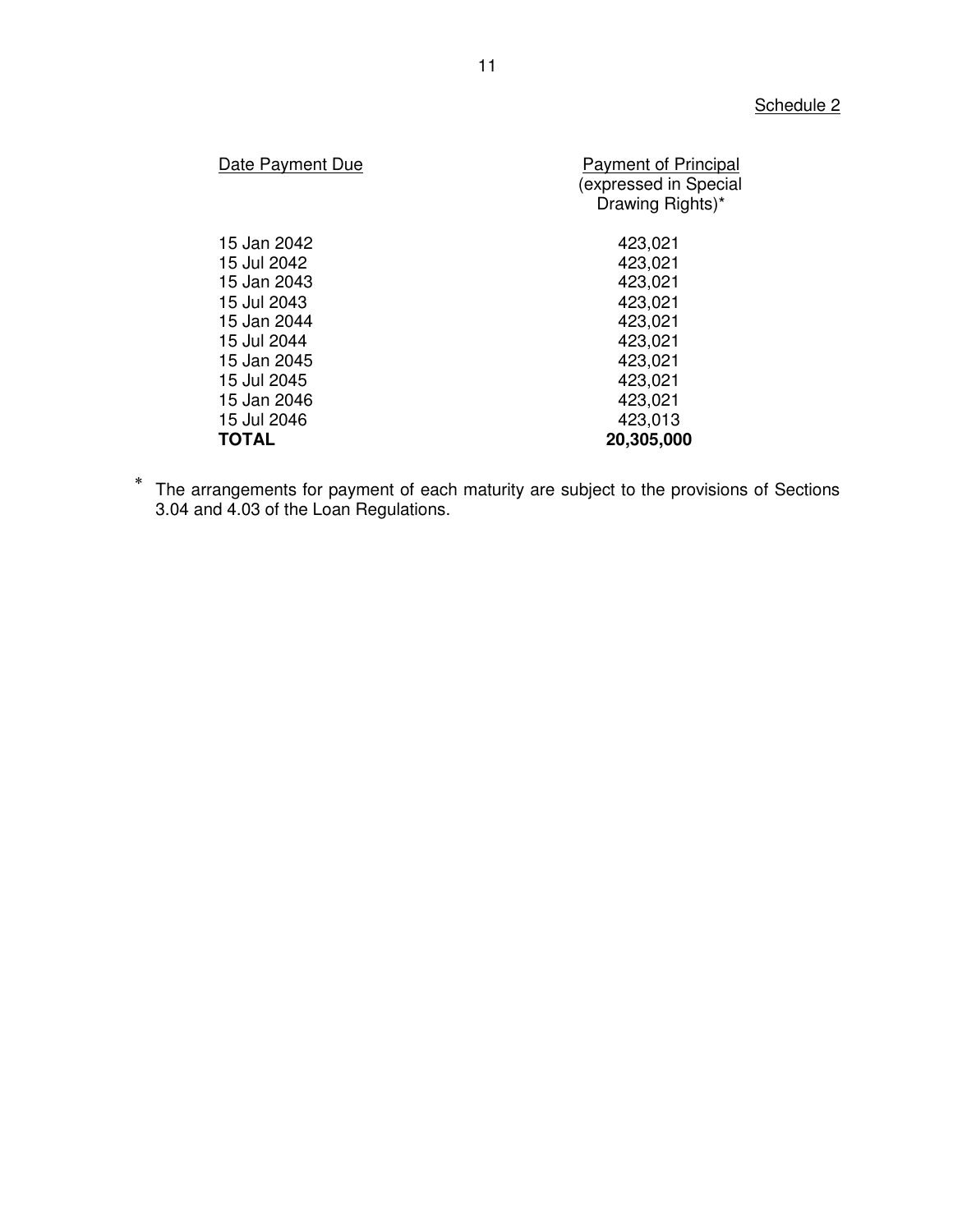Schedule 2

| Date Payment Due | Payment of Principal (expressed in Special Drawing Rights)* |
|---|---|
| 15 Jan 2042 | 423,021 |
| 15 Jul 2042 | 423,021 |
| 15 Jan 2043 | 423,021 |
| 15 Jul 2043 | 423,021 |
| 15 Jan 2044 | 423,021 |
| 15 Jul 2044 | 423,021 |
| 15 Jan 2045 | 423,021 |
| 15 Jul 2045 | 423,021 |
| 15 Jan 2046 | 423,021 |
| 15 Jul 2046 | 423,013 |
| **TOTAL** | **20,305,000** |

\* The arrangements for payment of each maturity are subject to the provisions of Sections 3.04 and 4.03 of the Loan Regulations.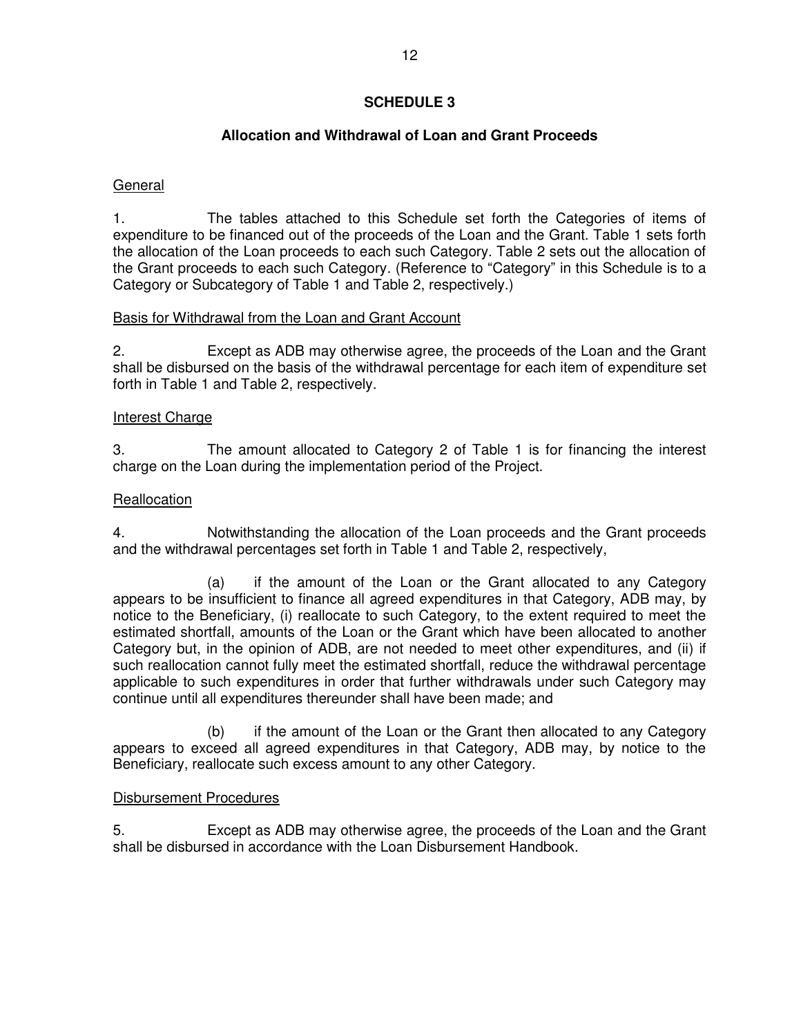# SCHEDULE 3

## Allocation and Withdrawal of Loan and Grant Proceeds

General

1. The tables attached to this Schedule set forth the Categories of items of expenditure to be financed out of the proceeds of the Loan and the Grant. Table 1 sets forth the allocation of the Loan proceeds to each such Category. Table 2 sets out the allocation of the Grant proceeds to each such Category. (Reference to "Category" in this Schedule is to a Category or Subcategory of Table 1 and Table 2, respectively.)

Basis for Withdrawal from the Loan and Grant Account

2. Except as ADB may otherwise agree, the proceeds of the Loan and the Grant shall be disbursed on the basis of the withdrawal percentage for each item of expenditure set forth in Table 1 and Table 2, respectively.

Interest Charge

3. The amount allocated to Category 2 of Table 1 is for financing the interest charge on the Loan during the implementation period of the Project.

Reallocation

4. Notwithstanding the allocation of the Loan proceeds and the Grant proceeds and the withdrawal percentages set forth in Table 1 and Table 2, respectively,

(a) if the amount of the Loan or the Grant allocated to any Category appears to be insufficient to finance all agreed expenditures in that Category, ADB may, by notice to the Beneficiary, (i) reallocate to such Category, to the extent required to meet the estimated shortfall, amounts of the Loan or the Grant which have been allocated to another Category but, in the opinion of ADB, are not needed to meet other expenditures, and (ii) if such reallocation cannot fully meet the estimated shortfall, reduce the withdrawal percentage applicable to such expenditures in order that further withdrawals under such Category may continue until all expenditures thereunder shall have been made; and

(b) if the amount of the Loan or the Grant then allocated to any Category appears to exceed all agreed expenditures in that Category, ADB may, by notice to the Beneficiary, reallocate such excess amount to any other Category.

Disbursement Procedures

5. Except as ADB may otherwise agree, the proceeds of the Loan and the Grant shall be disbursed in accordance with the Loan Disbursement Handbook.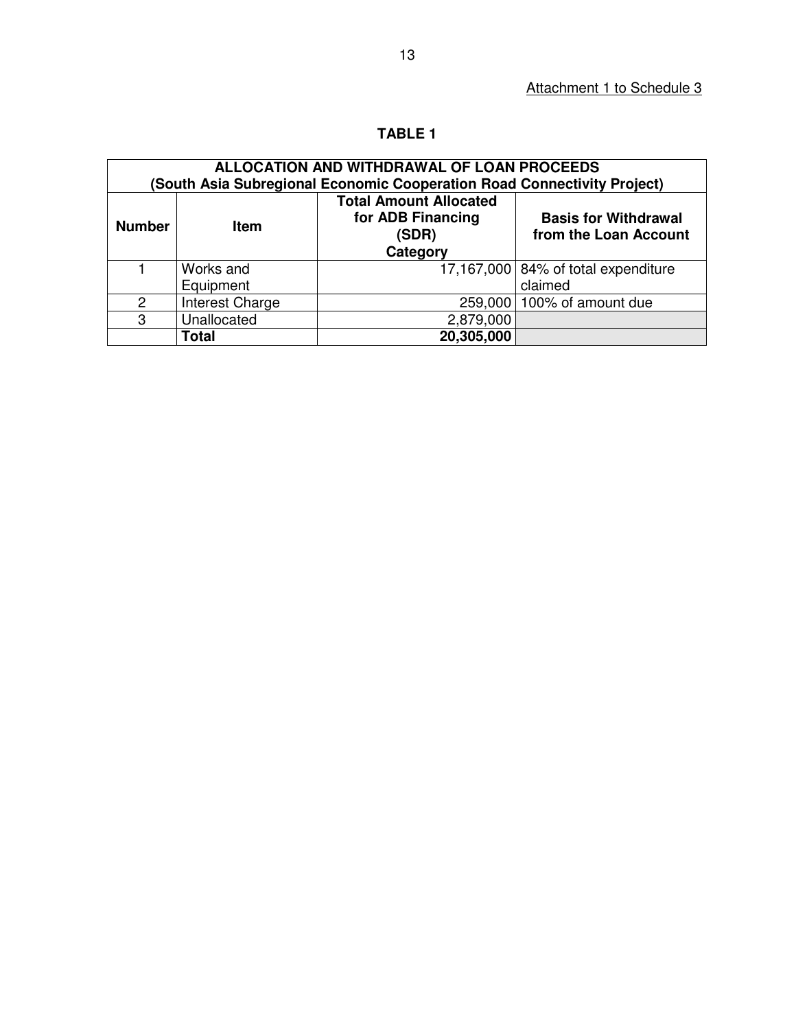Attachment 1 to Schedule 3

**TABLE 1**

| ALLOCATION AND WITHDRAWAL OF LOAN PROCEEDS (South Asia Subregional Economic Cooperation Road Connectivity Project) | | | |
|---|---|---|---|
| **Number** | **Item** | **Total Amount Allocated for ADB Financing (SDR) Category** | **Basis for Withdrawal from the Loan Account** |
| 1 | Works and Equipment | 17,167,000 | 84% of total expenditure claimed |
| 2 | Interest Charge | 259,000 | 100% of amount due |
| 3 | Unallocated | 2,879,000 | |
| | **Total** | **20,305,000** | |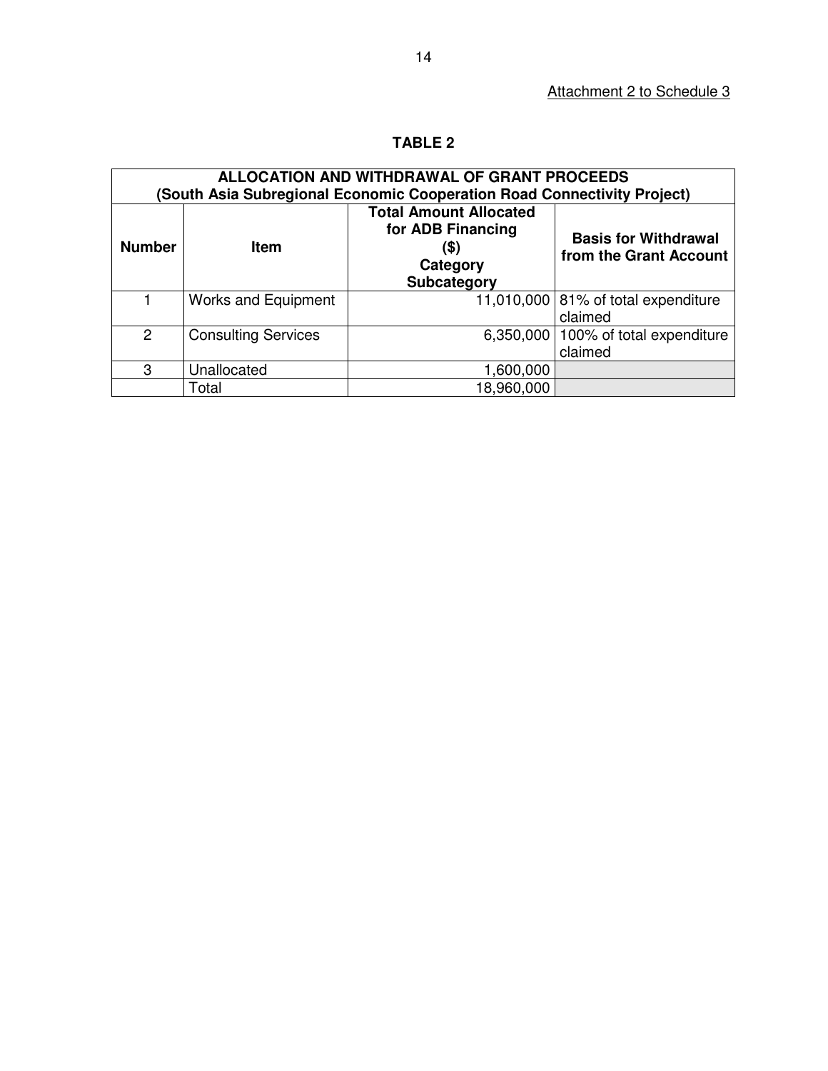Attachment 2 to Schedule 3

**TABLE 2**

| ALLOCATION AND WITHDRAWAL OF GRANT PROCEEDS (South Asia Subregional Economic Cooperation Road Connectivity Project) | | | |
|---|---|---|---|
| **Number** | **Item** | **Total Amount Allocated for ADB Financing ($) Category Subcategory** | **Basis for Withdrawal from the Grant Account** |
| 1 | Works and Equipment | 11,010,000 | 81% of total expenditure claimed |
| 2 | Consulting Services | 6,350,000 | 100% of total expenditure claimed |
| 3 | Unallocated | 1,600,000 | |
| | Total | 18,960,000 | |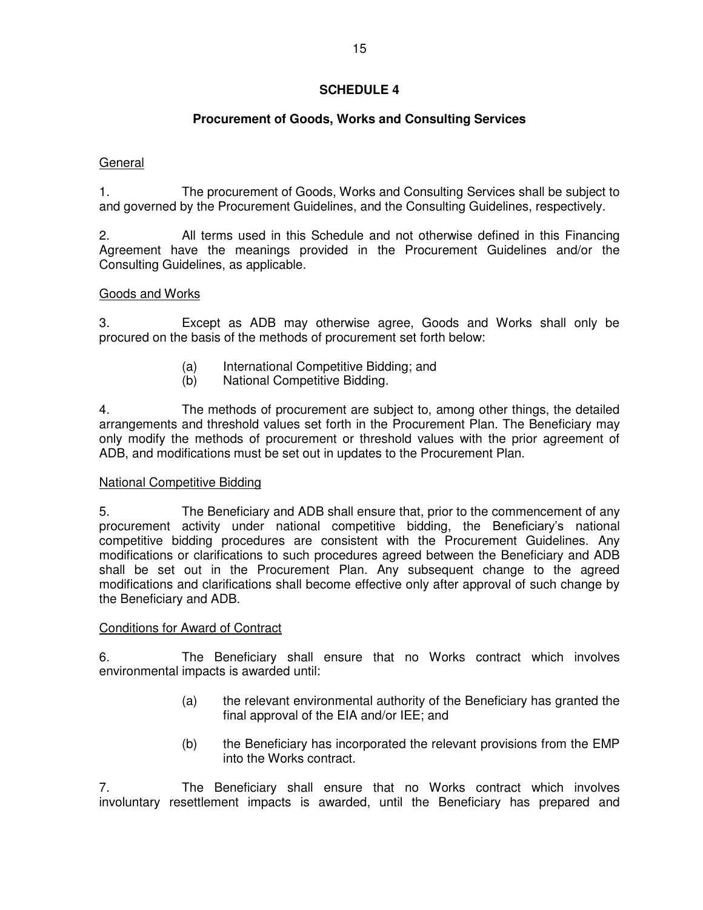# SCHEDULE 4

## Procurement of Goods, Works and Consulting Services

General

1. The procurement of Goods, Works and Consulting Services shall be subject to and governed by the Procurement Guidelines, and the Consulting Guidelines, respectively.

2. All terms used in this Schedule and not otherwise defined in this Financing Agreement have the meanings provided in the Procurement Guidelines and/or the Consulting Guidelines, as applicable.

Goods and Works

3. Except as ADB may otherwise agree, Goods and Works shall only be procured on the basis of the methods of procurement set forth below:

   (a) International Competitive Bidding; and
   (b) National Competitive Bidding.

4. The methods of procurement are subject to, among other things, the detailed arrangements and threshold values set forth in the Procurement Plan. The Beneficiary may only modify the methods of procurement or threshold values with the prior agreement of ADB, and modifications must be set out in updates to the Procurement Plan.

National Competitive Bidding

5. The Beneficiary and ADB shall ensure that, prior to the commencement of any procurement activity under national competitive bidding, the Beneficiary's national competitive bidding procedures are consistent with the Procurement Guidelines. Any modifications or clarifications to such procedures agreed between the Beneficiary and ADB shall be set out in the Procurement Plan. Any subsequent change to the agreed modifications and clarifications shall become effective only after approval of such change by the Beneficiary and ADB.

Conditions for Award of Contract

6. The Beneficiary shall ensure that no Works contract which involves environmental impacts is awarded until:

   (a) the relevant environmental authority of the Beneficiary has granted the final approval of the EIA and/or IEE; and

   (b) the Beneficiary has incorporated the relevant provisions from the EMP into the Works contract.

7. The Beneficiary shall ensure that no Works contract which involves involuntary resettlement impacts is awarded, until the Beneficiary has prepared and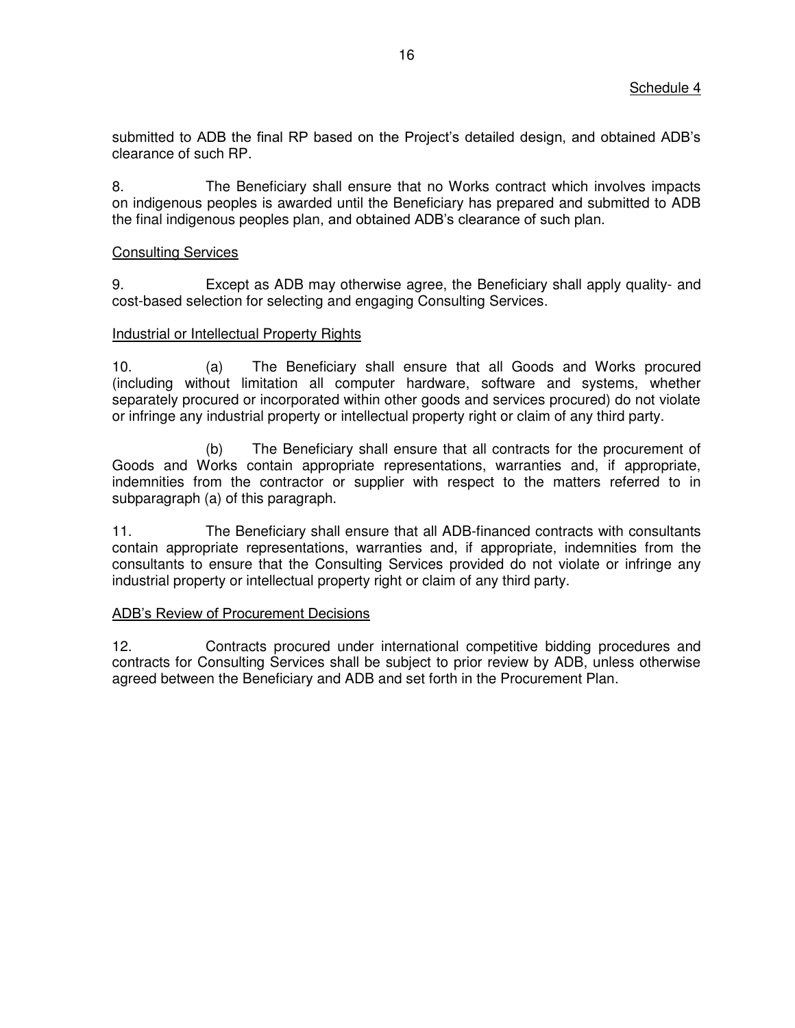Schedule 4

submitted to ADB the final RP based on the Project's detailed design, and obtained ADB's clearance of such RP.

8. The Beneficiary shall ensure that no Works contract which involves impacts on indigenous peoples is awarded until the Beneficiary has prepared and submitted to ADB the final indigenous peoples plan, and obtained ADB's clearance of such plan.

Consulting Services

9. Except as ADB may otherwise agree, the Beneficiary shall apply quality- and cost-based selection for selecting and engaging Consulting Services.

Industrial or Intellectual Property Rights

10. (a) The Beneficiary shall ensure that all Goods and Works procured (including without limitation all computer hardware, software and systems, whether separately procured or incorporated within other goods and services procured) do not violate or infringe any industrial property or intellectual property right or claim of any third party.

(b) The Beneficiary shall ensure that all contracts for the procurement of Goods and Works contain appropriate representations, warranties and, if appropriate, indemnities from the contractor or supplier with respect to the matters referred to in subparagraph (a) of this paragraph.

11. The Beneficiary shall ensure that all ADB-financed contracts with consultants contain appropriate representations, warranties and, if appropriate, indemnities from the consultants to ensure that the Consulting Services provided do not violate or infringe any industrial property or intellectual property right or claim of any third party.

ADB's Review of Procurement Decisions

12. Contracts procured under international competitive bidding procedures and contracts for Consulting Services shall be subject to prior review by ADB, unless otherwise agreed between the Beneficiary and ADB and set forth in the Procurement Plan.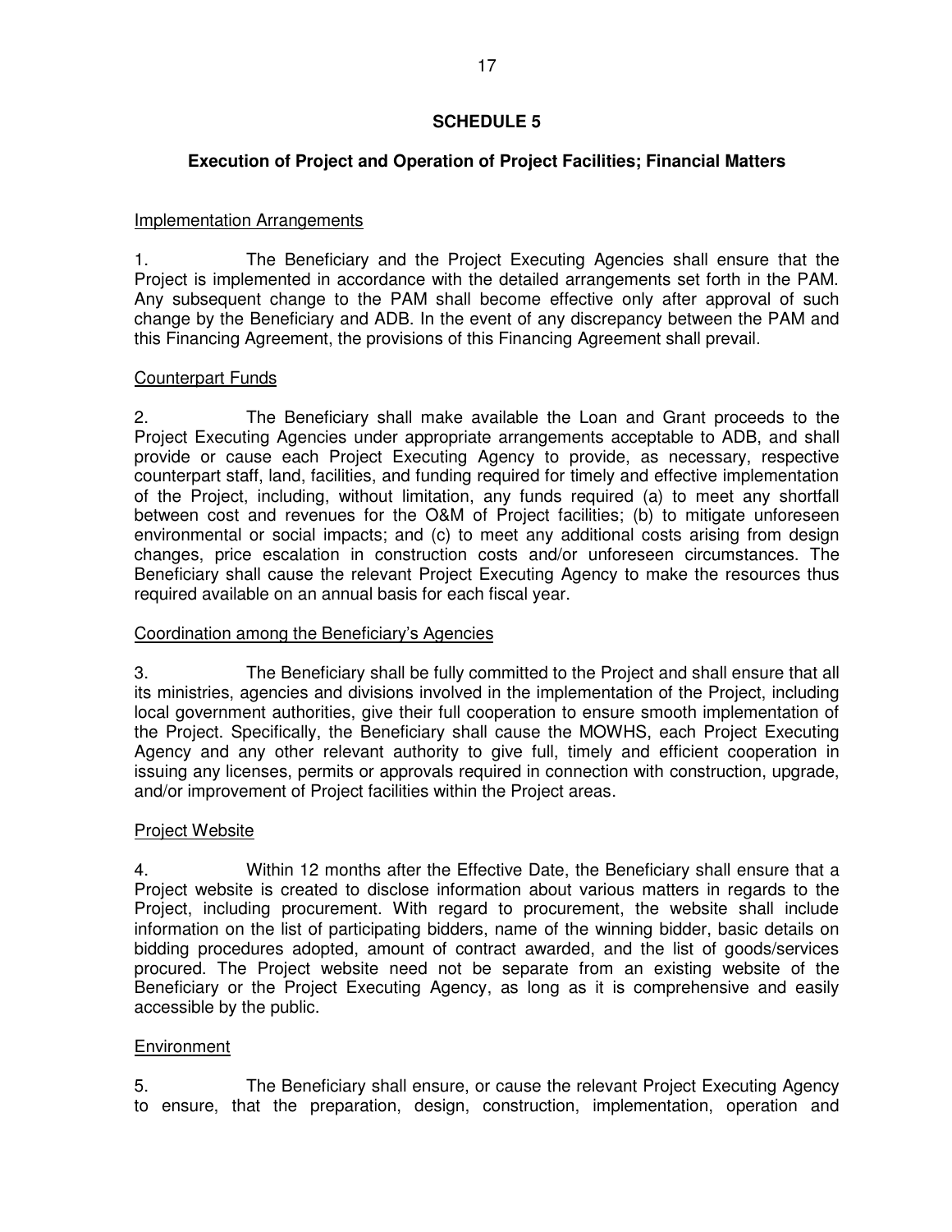## SCHEDULE 5

### Execution of Project and Operation of Project Facilities; Financial Matters

Implementation Arrangements

1. The Beneficiary and the Project Executing Agencies shall ensure that the Project is implemented in accordance with the detailed arrangements set forth in the PAM. Any subsequent change to the PAM shall become effective only after approval of such change by the Beneficiary and ADB. In the event of any discrepancy between the PAM and this Financing Agreement, the provisions of this Financing Agreement shall prevail.

Counterpart Funds

2. The Beneficiary shall make available the Loan and Grant proceeds to the Project Executing Agencies under appropriate arrangements acceptable to ADB, and shall provide or cause each Project Executing Agency to provide, as necessary, respective counterpart staff, land, facilities, and funding required for timely and effective implementation of the Project, including, without limitation, any funds required (a) to meet any shortfall between cost and revenues for the O&M of Project facilities; (b) to mitigate unforeseen environmental or social impacts; and (c) to meet any additional costs arising from design changes, price escalation in construction costs and/or unforeseen circumstances. The Beneficiary shall cause the relevant Project Executing Agency to make the resources thus required available on an annual basis for each fiscal year.

Coordination among the Beneficiary's Agencies

3. The Beneficiary shall be fully committed to the Project and shall ensure that all its ministries, agencies and divisions involved in the implementation of the Project, including local government authorities, give their full cooperation to ensure smooth implementation of the Project. Specifically, the Beneficiary shall cause the MOWHS, each Project Executing Agency and any other relevant authority to give full, timely and efficient cooperation in issuing any licenses, permits or approvals required in connection with construction, upgrade, and/or improvement of Project facilities within the Project areas.

Project Website

4. Within 12 months after the Effective Date, the Beneficiary shall ensure that a Project website is created to disclose information about various matters in regards to the Project, including procurement. With regard to procurement, the website shall include information on the list of participating bidders, name of the winning bidder, basic details on bidding procedures adopted, amount of contract awarded, and the list of goods/services procured. The Project website need not be separate from an existing website of the Beneficiary or the Project Executing Agency, as long as it is comprehensive and easily accessible by the public.

Environment

5. The Beneficiary shall ensure, or cause the relevant Project Executing Agency to ensure, that the preparation, design, construction, implementation, operation and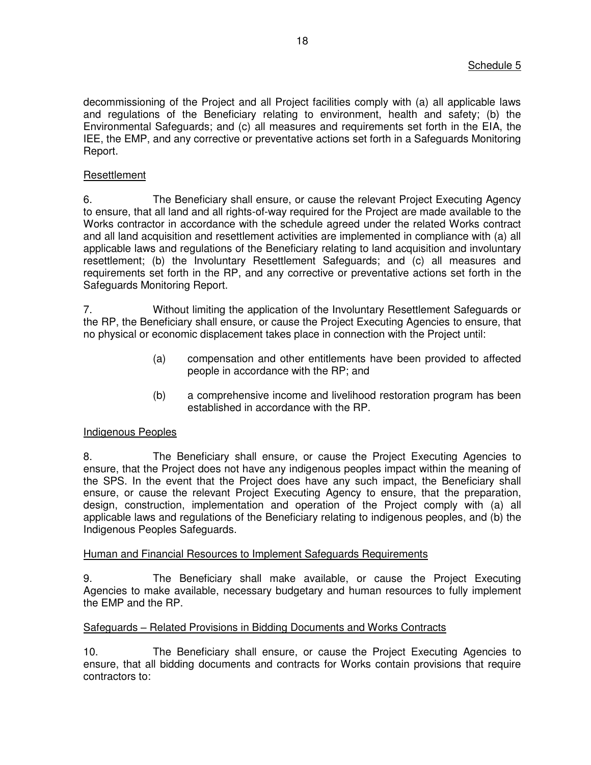decommissioning of the Project and all Project facilities comply with (a) all applicable laws and regulations of the Beneficiary relating to environment, health and safety; (b) the Environmental Safeguards; and (c) all measures and requirements set forth in the EIA, the IEE, the EMP, and any corrective or preventative actions set forth in a Safeguards Monitoring Report.

Resettlement

6. The Beneficiary shall ensure, or cause the relevant Project Executing Agency to ensure, that all land and all rights-of-way required for the Project are made available to the Works contractor in accordance with the schedule agreed under the related Works contract and all land acquisition and resettlement activities are implemented in compliance with (a) all applicable laws and regulations of the Beneficiary relating to land acquisition and involuntary resettlement; (b) the Involuntary Resettlement Safeguards; and (c) all measures and requirements set forth in the RP, and any corrective or preventative actions set forth in the Safeguards Monitoring Report.

7. Without limiting the application of the Involuntary Resettlement Safeguards or the RP, the Beneficiary shall ensure, or cause the Project Executing Agencies to ensure, that no physical or economic displacement takes place in connection with the Project until:

(a) compensation and other entitlements have been provided to affected people in accordance with the RP; and

(b) a comprehensive income and livelihood restoration program has been established in accordance with the RP.

Indigenous Peoples

8. The Beneficiary shall ensure, or cause the Project Executing Agencies to ensure, that the Project does not have any indigenous peoples impact within the meaning of the SPS. In the event that the Project does have any such impact, the Beneficiary shall ensure, or cause the relevant Project Executing Agency to ensure, that the preparation, design, construction, implementation and operation of the Project comply with (a) all applicable laws and regulations of the Beneficiary relating to indigenous peoples, and (b) the Indigenous Peoples Safeguards.

Human and Financial Resources to Implement Safeguards Requirements

9. The Beneficiary shall make available, or cause the Project Executing Agencies to make available, necessary budgetary and human resources to fully implement the EMP and the RP.

Safeguards – Related Provisions in Bidding Documents and Works Contracts

10. The Beneficiary shall ensure, or cause the Project Executing Agencies to ensure, that all bidding documents and contracts for Works contain provisions that require contractors to: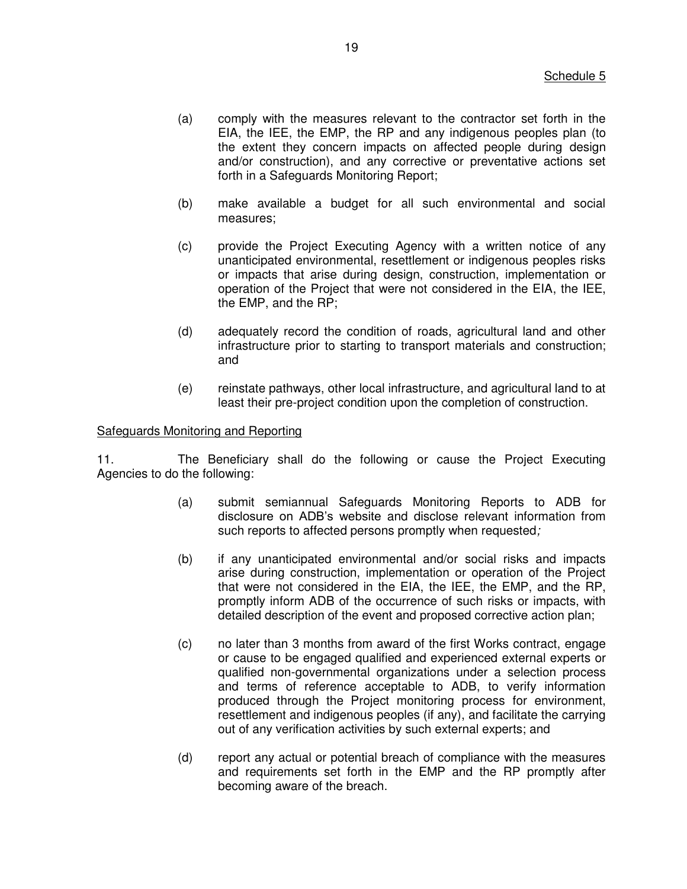Schedule 5

(a) comply with the measures relevant to the contractor set forth in the EIA, the IEE, the EMP, the RP and any indigenous peoples plan (to the extent they concern impacts on affected people during design and/or construction), and any corrective or preventative actions set forth in a Safeguards Monitoring Report;

(b) make available a budget for all such environmental and social measures;

(c) provide the Project Executing Agency with a written notice of any unanticipated environmental, resettlement or indigenous peoples risks or impacts that arise during design, construction, implementation or operation of the Project that were not considered in the EIA, the IEE, the EMP, and the RP;

(d) adequately record the condition of roads, agricultural land and other infrastructure prior to starting to transport materials and construction; and

(e) reinstate pathways, other local infrastructure, and agricultural land to at least their pre-project condition upon the completion of construction.

Safeguards Monitoring and Reporting

11. The Beneficiary shall do the following or cause the Project Executing Agencies to do the following:

(a) submit semiannual Safeguards Monitoring Reports to ADB for disclosure on ADB's website and disclose relevant information from such reports to affected persons promptly when requested;

(b) if any unanticipated environmental and/or social risks and impacts arise during construction, implementation or operation of the Project that were not considered in the EIA, the IEE, the EMP, and the RP, promptly inform ADB of the occurrence of such risks or impacts, with detailed description of the event and proposed corrective action plan;

(c) no later than 3 months from award of the first Works contract, engage or cause to be engaged qualified and experienced external experts or qualified non-governmental organizations under a selection process and terms of reference acceptable to ADB, to verify information produced through the Project monitoring process for environment, resettlement and indigenous peoples (if any), and facilitate the carrying out of any verification activities by such external experts; and

(d) report any actual or potential breach of compliance with the measures and requirements set forth in the EMP and the RP promptly after becoming aware of the breach.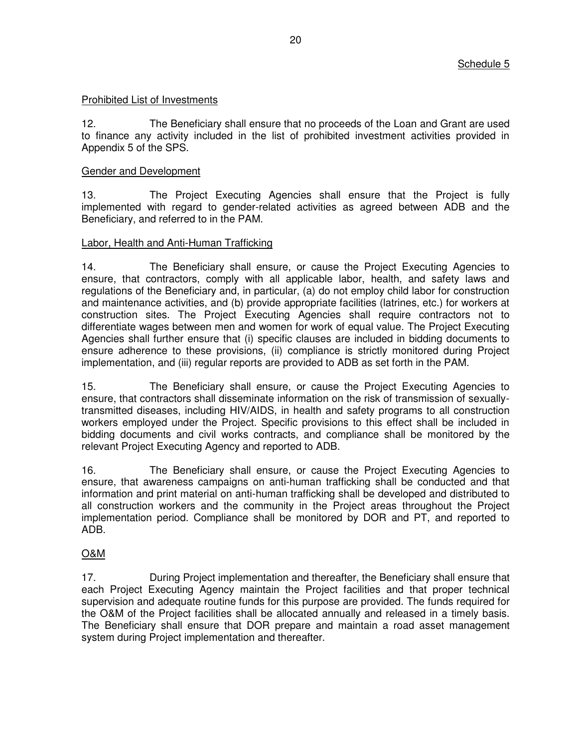Schedule 5

Prohibited List of Investments

12. The Beneficiary shall ensure that no proceeds of the Loan and Grant are used to finance any activity included in the list of prohibited investment activities provided in Appendix 5 of the SPS.

Gender and Development

13. The Project Executing Agencies shall ensure that the Project is fully implemented with regard to gender-related activities as agreed between ADB and the Beneficiary, and referred to in the PAM.

Labor, Health and Anti-Human Trafficking

14. The Beneficiary shall ensure, or cause the Project Executing Agencies to ensure, that contractors, comply with all applicable labor, health, and safety laws and regulations of the Beneficiary and, in particular, (a) do not employ child labor for construction and maintenance activities, and (b) provide appropriate facilities (latrines, etc.) for workers at construction sites. The Project Executing Agencies shall require contractors not to differentiate wages between men and women for work of equal value. The Project Executing Agencies shall further ensure that (i) specific clauses are included in bidding documents to ensure adherence to these provisions, (ii) compliance is strictly monitored during Project implementation, and (iii) regular reports are provided to ADB as set forth in the PAM.

15. The Beneficiary shall ensure, or cause the Project Executing Agencies to ensure, that contractors shall disseminate information on the risk of transmission of sexually-transmitted diseases, including HIV/AIDS, in health and safety programs to all construction workers employed under the Project. Specific provisions to this effect shall be included in bidding documents and civil works contracts, and compliance shall be monitored by the relevant Project Executing Agency and reported to ADB.

16. The Beneficiary shall ensure, or cause the Project Executing Agencies to ensure, that awareness campaigns on anti-human trafficking shall be conducted and that information and print material on anti-human trafficking shall be developed and distributed to all construction workers and the community in the Project areas throughout the Project implementation period. Compliance shall be monitored by DOR and PT, and reported to ADB.

O&M

17. During Project implementation and thereafter, the Beneficiary shall ensure that each Project Executing Agency maintain the Project facilities and that proper technical supervision and adequate routine funds for this purpose are provided. The funds required for the O&M of the Project facilities shall be allocated annually and released in a timely basis. The Beneficiary shall ensure that DOR prepare and maintain a road asset management system during Project implementation and thereafter.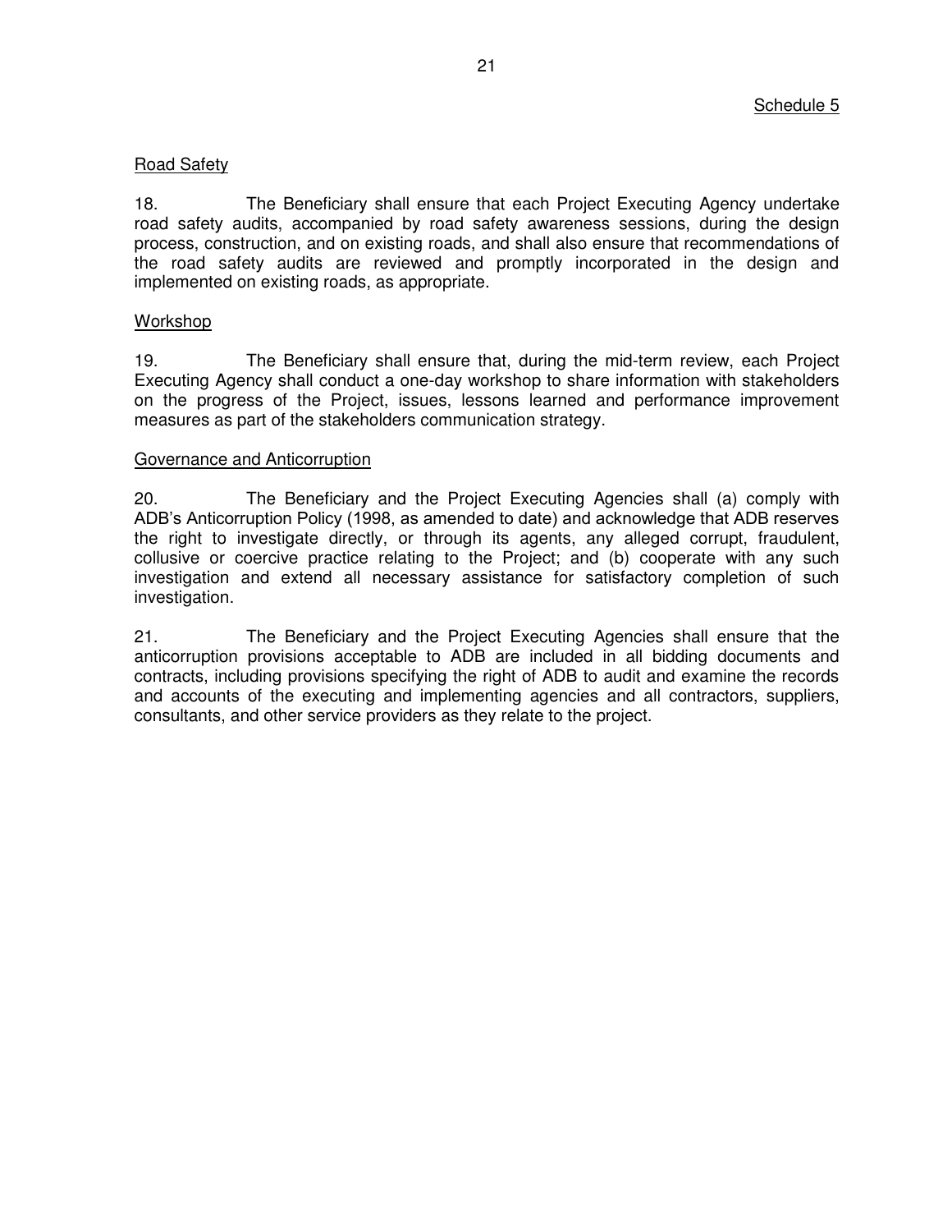Schedule 5

Road Safety

18. The Beneficiary shall ensure that each Project Executing Agency undertake road safety audits, accompanied by road safety awareness sessions, during the design process, construction, and on existing roads, and shall also ensure that recommendations of the road safety audits are reviewed and promptly incorporated in the design and implemented on existing roads, as appropriate.

Workshop

19. The Beneficiary shall ensure that, during the mid-term review, each Project Executing Agency shall conduct a one-day workshop to share information with stakeholders on the progress of the Project, issues, lessons learned and performance improvement measures as part of the stakeholders communication strategy.

Governance and Anticorruption

20. The Beneficiary and the Project Executing Agencies shall (a) comply with ADB's Anticorruption Policy (1998, as amended to date) and acknowledge that ADB reserves the right to investigate directly, or through its agents, any alleged corrupt, fraudulent, collusive or coercive practice relating to the Project; and (b) cooperate with any such investigation and extend all necessary assistance for satisfactory completion of such investigation.

21. The Beneficiary and the Project Executing Agencies shall ensure that the anticorruption provisions acceptable to ADB are included in all bidding documents and contracts, including provisions specifying the right of ADB to audit and examine the records and accounts of the executing and implementing agencies and all contractors, suppliers, consultants, and other service providers as they relate to the project.